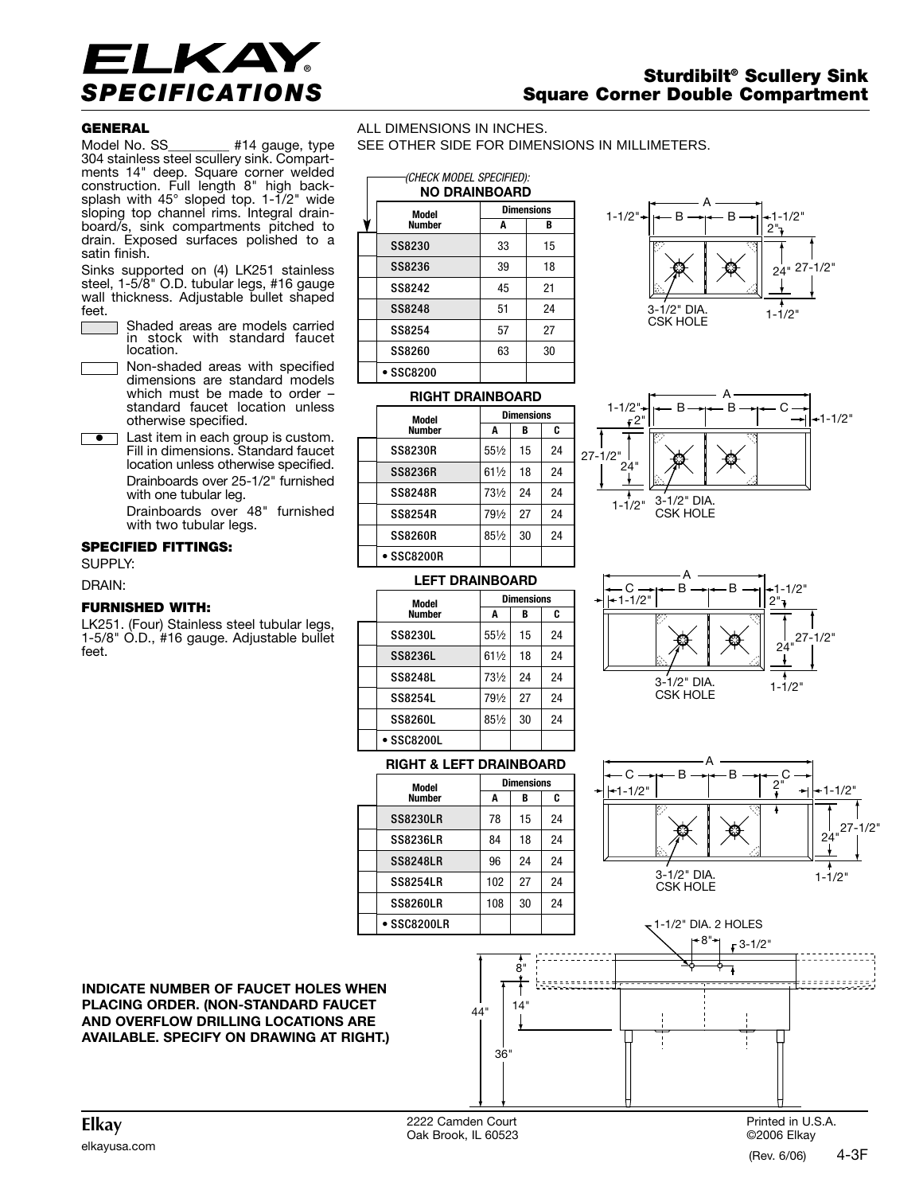# ELKAY SPECIFICATIONS

## Sturdibilt® Scullery Sink
## Square Corner Double Compartment

### GENERAL

Model No. SS________ #14 gauge, type 304 stainless steel scullery sink. Compartments 14" deep. Square corner welded construction. Full length 8" high backsplash with 45° sloped top. 1-1/2" wide sloping top channel rims. Integral drainboard/s, sink compartments pitched to drain. Exposed surfaces polished to a satin finish.

Sinks supported on (4) LK251 stainless steel, 1-5/8" O.D. tubular legs, #16 gauge wall thickness. Adjustable bullet shaped feet.

- Shaded areas are models carried in stock with standard faucet location.
- Non-shaded areas with specified dimensions are standard models which must be made to order – standard faucet location unless otherwise specified.
- • Last item in each group is custom. Fill in dimensions. Standard faucet location unless otherwise specified.

Drainboards over 25-1/2" furnished with one tubular leg.

Drainboards over 48" furnished with two tubular legs.

### SPECIFIED FITTINGS:

SUPPLY:

DRAIN:

### FURNISHED WITH:

LK251. (Four) Stainless steel tubular legs, 1-5/8" O.D., #16 gauge. Adjustable bullet feet.

ALL DIMENSIONS IN INCHES.
SEE OTHER SIDE FOR DIMENSIONS IN MILLIMETERS.

*(CHECK MODEL SPECIFIED):*

**NO DRAINBOARD**

| Model Number | A | B |
|---|---|---|
| SS8230 | 33 | 15 |
| SS8236 | 39 | 18 |
| SS8242 | 45 | 21 |
| SS8248 | 51 | 24 |
| SS8254 | 57 | 27 |
| SS8260 | 63 | 30 |
| • SSC8200 | | |

**RIGHT DRAINBOARD**

| Model Number | A | B | C |
|---|---|---|---|
| SS8230R | 55½ | 15 | 24 |
| SS8236R | 61½ | 18 | 24 |
| SS8248R | 73½ | 24 | 24 |
| SS8254R | 79½ | 27 | 24 |
| SS8260R | 85½ | 30 | 24 |
| • SSC8200R | | | |

**LEFT DRAINBOARD**

| Model Number | A | B | C |
|---|---|---|---|
| SS8230L | 55½ | 15 | 24 |
| SS8236L | 61½ | 18 | 24 |
| SS8248L | 73½ | 24 | 24 |
| SS8254L | 79½ | 27 | 24 |
| SS8260L | 85½ | 30 | 24 |
| • SSC8200L | | | |

**RIGHT & LEFT DRAINBOARD**

| Model Number | A | B | C |
|---|---|---|---|
| SS8230LR | 78 | 15 | 24 |
| SS8236LR | 84 | 18 | 24 |
| SS8248LR | 96 | 24 | 24 |
| SS8254LR | 102 | 27 | 24 |
| SS8260LR | 108 | 30 | 24 |
| • SSC8200LR | | | |

Diagram labels: A, B, C, 1-1/2", 2", 24", 27-1/2", 3-1/2" DIA. CSK HOLE, 1-1/2" DIA. 2 HOLES, 8", 3-1/2", 14", 44", 36"

**INDICATE NUMBER OF FAUCET HOLES WHEN PLACING ORDER. (NON-STANDARD FAUCET AND OVERFLOW DRILLING LOCATIONS ARE AVAILABLE. SPECIFY ON DRAWING AT RIGHT.)**

Elkay
elkayusa.com

2222 Camden Court
Oak Brook, IL 60523

Printed in U.S.A.
©2006 Elkay
(Rev. 6/06) 4-3F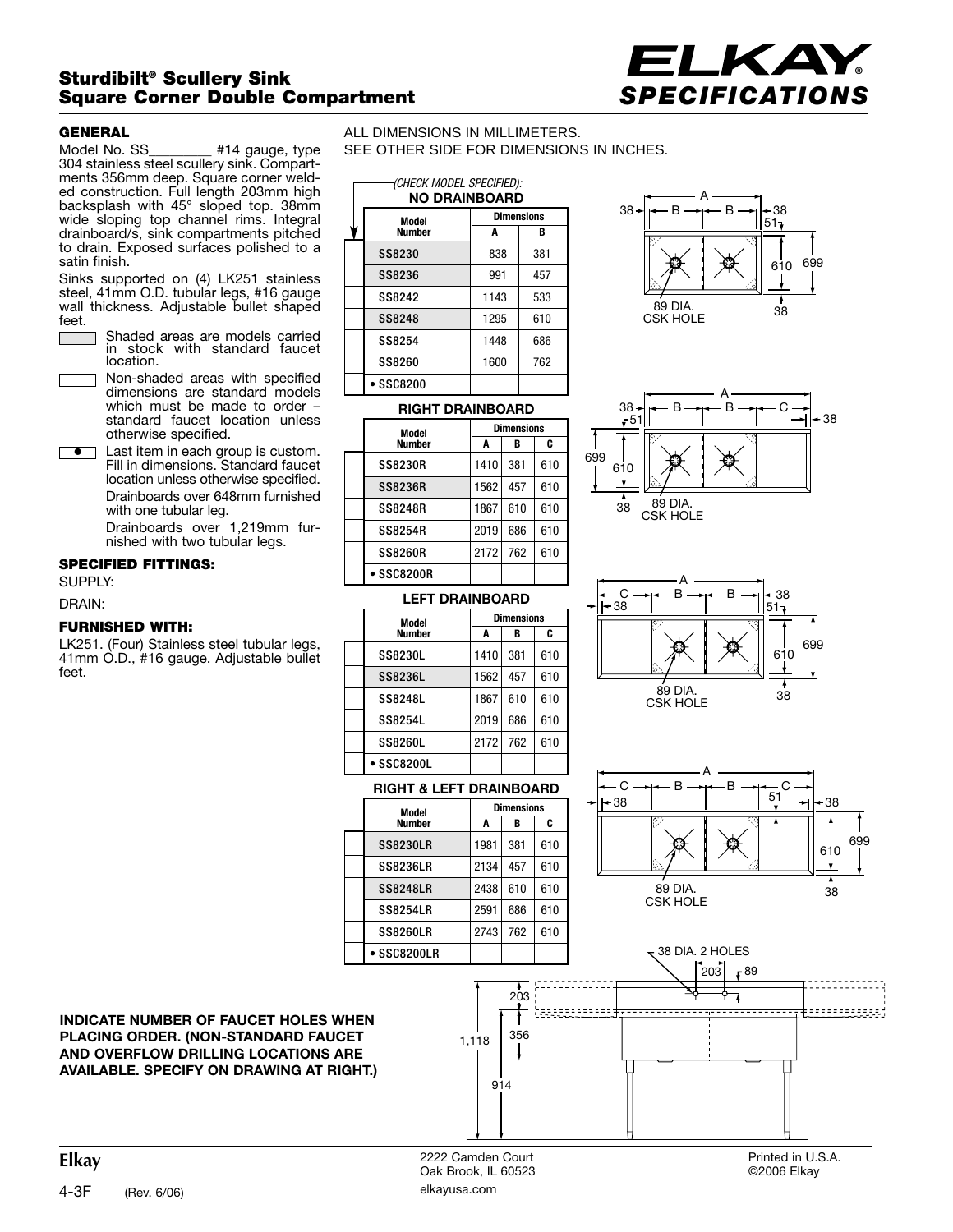# Sturdibilt® Scullery Sink
## Square Corner Double Compartment

**ELKAY®**
***SPECIFICATIONS***

### GENERAL

Model No. SS________ #14 gauge, type 304 stainless steel scullery sink. Compartments 356mm deep. Square corner welded construction. Full length 203mm high backsplash with 45° sloped top. 38mm wide sloping top channel rims. Integral drainboard/s, sink compartments pitched to drain. Exposed surfaces polished to a satin finish.

Sinks supported on (4) LK251 stainless steel, 41mm O.D. tubular legs, #16 gauge wall thickness. Adjustable bullet shaped feet.

- Shaded areas are models carried in stock with standard faucet location.
- Non-shaded areas with specified dimensions are standard models which must be made to order – standard faucet location unless otherwise specified.
- • Last item in each group is custom. Fill in dimensions. Standard faucet location unless otherwise specified.

  Drainboards over 648mm furnished with one tubular leg.

  Drainboards over 1,219mm furnished with two tubular legs.

### SPECIFIED FITTINGS:

SUPPLY:

DRAIN:

### FURNISHED WITH:

LK251. (Four) Stainless steel tubular legs, 41mm O.D., #16 gauge. Adjustable bullet feet.

ALL DIMENSIONS IN MILLIMETERS.
SEE OTHER SIDE FOR DIMENSIONS IN INCHES.

*(CHECK MODEL SPECIFIED):*

**NO DRAINBOARD**

| Model Number | Dimensions A | Dimensions B |
|---|---|---|
| SS8230 | 838 | 381 |
| SS8236 | 991 | 457 |
| SS8242 | 1143 | 533 |
| SS8248 | 1295 | 610 |
| SS8254 | 1448 | 686 |
| SS8260 | 1600 | 762 |
| • SSC8200 | | |

**RIGHT DRAINBOARD**

| Model Number | Dimensions A | Dimensions B | Dimensions C |
|---|---|---|---|
| SS8230R | 1410 | 381 | 610 |
| SS8236R | 1562 | 457 | 610 |
| SS8248R | 1867 | 610 | 610 |
| SS8254R | 2019 | 686 | 610 |
| SS8260R | 2172 | 762 | 610 |
| • SSC8200R | | | |

**LEFT DRAINBOARD**

| Model Number | Dimensions A | Dimensions B | Dimensions C |
|---|---|---|---|
| SS8230L | 1410 | 381 | 610 |
| SS8236L | 1562 | 457 | 610 |
| SS8248L | 1867 | 610 | 610 |
| SS8254L | 2019 | 686 | 610 |
| SS8260L | 2172 | 762 | 610 |
| • SSC8200L | | | |

**RIGHT & LEFT DRAINBOARD**

| Model Number | Dimensions A | Dimensions B | Dimensions C |
|---|---|---|---|
| SS8230LR | 1981 | 381 | 610 |
| SS8236LR | 2134 | 457 | 610 |
| SS8248LR | 2438 | 610 | 610 |
| SS8254LR | 2591 | 686 | 610 |
| SS8260LR | 2743 | 762 | 610 |
| • SSC8200LR | | | |

A
38 B B 38
51
610 699
38
89 DIA.
CSK HOLE

A
38 B B C 38
51
699 610
38
89 DIA.
CSK HOLE

A
C B B 38
38
51
610 699
38
89 DIA.
CSK HOLE

A
C B B C
38 51 38
610 699
38
89 DIA.
CSK HOLE

38 DIA. 2 HOLES
203 89
203
1,118 356
914

**INDICATE NUMBER OF FAUCET HOLES WHEN PLACING ORDER. (NON-STANDARD FAUCET AND OVERFLOW DRILLING LOCATIONS ARE AVAILABLE. SPECIFY ON DRAWING AT RIGHT.)**

**Elkay**

2222 Camden Court
Oak Brook, IL 60523
elkayusa.com

Printed in U.S.A.
©2006 Elkay

4-3F (Rev. 6/06)